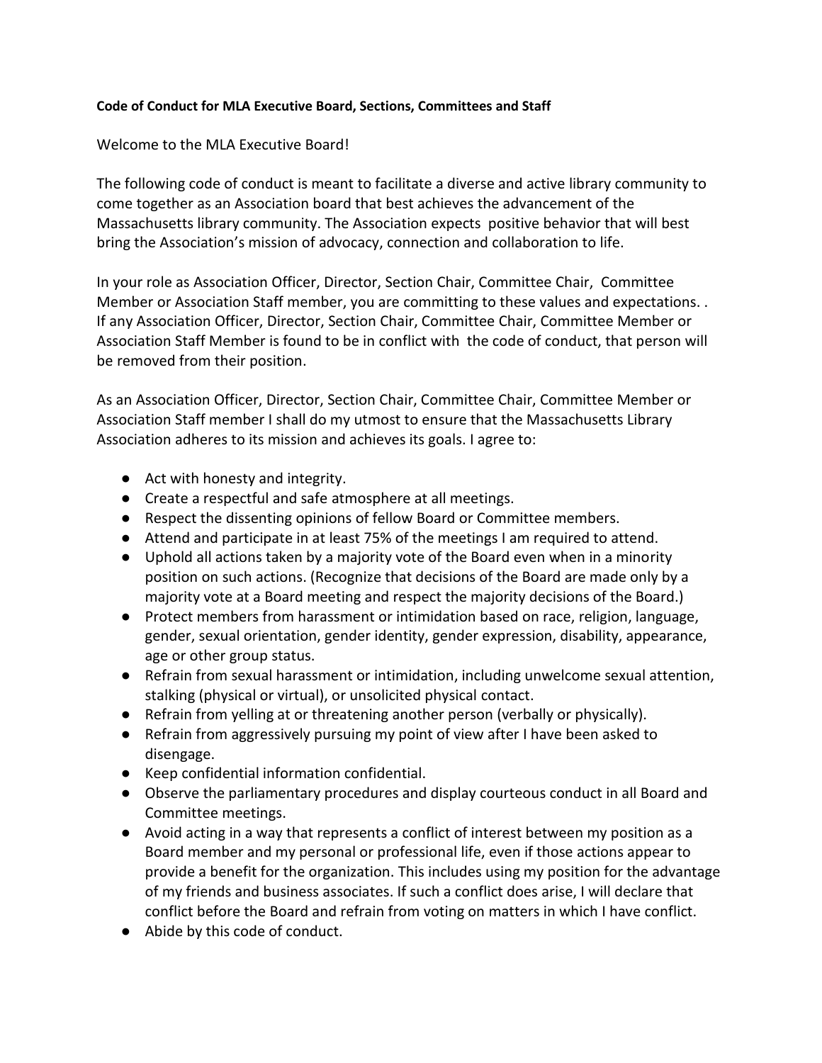**Code of Conduct for MLA Executive Board, Sections, Committees and Staff**

Welcome to the MLA Executive Board!

The following code of conduct is meant to facilitate a diverse and active library community to come together as an Association board that best achieves the advancement of the Massachusetts library community. The Association expects positive behavior that will best bring the Association's mission of advocacy, connection and collaboration to life.

In your role as Association Officer, Director, Section Chair, Committee Chair, Committee Member or Association Staff member, you are committing to these values and expectations. . If any Association Officer, Director, Section Chair, Committee Chair, Committee Member or Association Staff Member is found to be in conflict with the code of conduct, that person will be removed from their position.

As an Association Officer, Director, Section Chair, Committee Chair, Committee Member or Association Staff member I shall do my utmost to ensure that the Massachusetts Library Association adheres to its mission and achieves its goals. I agree to:

- Act with honesty and integrity.
- Create a respectful and safe atmosphere at all meetings.
- Respect the dissenting opinions of fellow Board or Committee members.
- Attend and participate in at least 75% of the meetings I am required to attend.
- Uphold all actions taken by a majority vote of the Board even when in a minority position on such actions. (Recognize that decisions of the Board are made only by a majority vote at a Board meeting and respect the majority decisions of the Board.)
- Protect members from harassment or intimidation based on race, religion, language, gender, sexual orientation, gender identity, gender expression, disability, appearance, age or other group status.
- Refrain from sexual harassment or intimidation, including unwelcome sexual attention, stalking (physical or virtual), or unsolicited physical contact.
- Refrain from yelling at or threatening another person (verbally or physically).
- Refrain from aggressively pursuing my point of view after I have been asked to disengage.
- Keep confidential information confidential.
- Observe the parliamentary procedures and display courteous conduct in all Board and Committee meetings.
- Avoid acting in a way that represents a conflict of interest between my position as a Board member and my personal or professional life, even if those actions appear to provide a benefit for the organization. This includes using my position for the advantage of my friends and business associates. If such a conflict does arise, I will declare that conflict before the Board and refrain from voting on matters in which I have conflict.
- Abide by this code of conduct.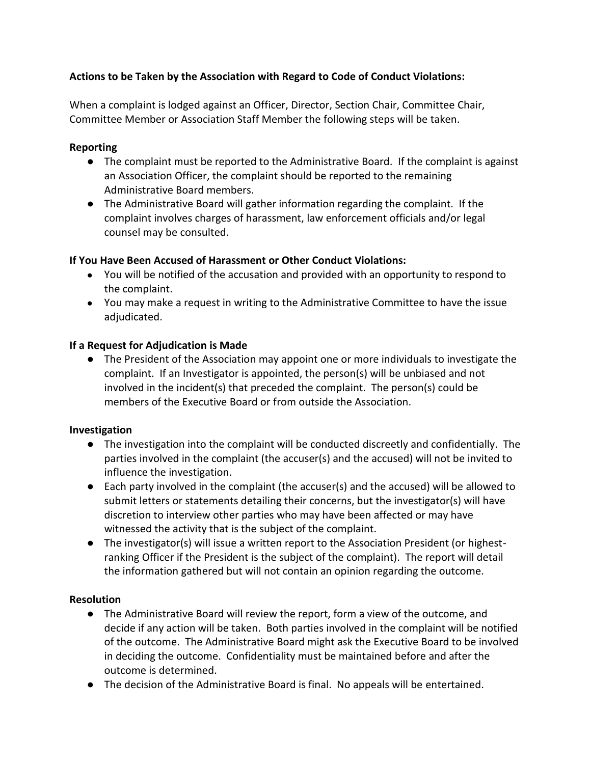**Actions to be Taken by the Association with Regard to Code of Conduct Violations:**

When a complaint is lodged against an Officer, Director, Section Chair, Committee Chair, Committee Member or Association Staff Member the following steps will be taken.

**Reporting**

- The complaint must be reported to the Administrative Board. If the complaint is against an Association Officer, the complaint should be reported to the remaining Administrative Board members.
- The Administrative Board will gather information regarding the complaint. If the complaint involves charges of harassment, law enforcement officials and/or legal counsel may be consulted.

**If You Have Been Accused of Harassment or Other Conduct Violations:**

- You will be notified of the accusation and provided with an opportunity to respond to the complaint.
- You may make a request in writing to the Administrative Committee to have the issue adjudicated.

**If a Request for Adjudication is Made**

- The President of the Association may appoint one or more individuals to investigate the complaint. If an Investigator is appointed, the person(s) will be unbiased and not involved in the incident(s) that preceded the complaint. The person(s) could be members of the Executive Board or from outside the Association.

**Investigation**

- The investigation into the complaint will be conducted discreetly and confidentially. The parties involved in the complaint (the accuser(s) and the accused) will not be invited to influence the investigation.
- Each party involved in the complaint (the accuser(s) and the accused) will be allowed to submit letters or statements detailing their concerns, but the investigator(s) will have discretion to interview other parties who may have been affected or may have witnessed the activity that is the subject of the complaint.
- The investigator(s) will issue a written report to the Association President (or highest-ranking Officer if the President is the subject of the complaint). The report will detail the information gathered but will not contain an opinion regarding the outcome.

**Resolution**

- The Administrative Board will review the report, form a view of the outcome, and decide if any action will be taken. Both parties involved in the complaint will be notified of the outcome. The Administrative Board might ask the Executive Board to be involved in deciding the outcome. Confidentiality must be maintained before and after the outcome is determined.
- The decision of the Administrative Board is final. No appeals will be entertained.